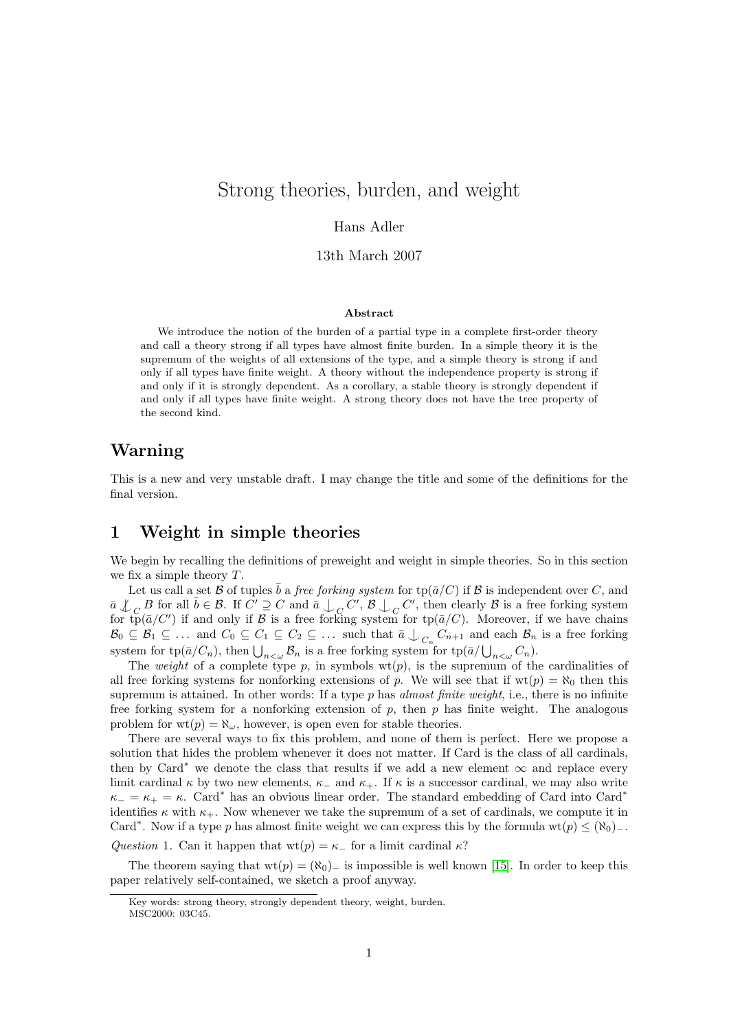# Strong theories, burden, and weight

Hans Adler

13th March 2007

**Abstract**

We introduce the notion of the burden of a partial type in a complete first-order theory and call a theory strong if all types have almost finite burden. In a simple theory it is the supremum of the weights of all extensions of the type, and a simple theory is strong if and only if all types have finite weight. A theory without the independence property is strong if and only if it is strongly dependent. As a corollary, a stable theory is strongly dependent if and only if all types have finite weight. A strong theory does not have the tree property of the second kind.

## Warning

This is a new and very unstable draft. I may change the title and some of the definitions for the final version.

## 1 Weight in simple theories

We begin by recalling the definitions of preweight and weight in simple theories. So in this section we fix a simple theory $T$.

Let us call a set $\mathcal{B}$ of tuples $\bar{b}$ a *free forking system* for $\mathrm{tp}(\bar{a}/C)$ if $\mathcal{B}$ is independent over $C$, and $\bar{a} \not\perp_C B$ for all $\bar{b} \in \mathcal{B}$. If $C' \supseteq C$ and $\bar{a} \perp_C C'$, $\mathcal{B} \perp_C C'$, then clearly $\mathcal{B}$ is a free forking system for $\mathrm{tp}(\bar{a}/C')$ if and only if $\mathcal{B}$ is a free forking system for $\mathrm{tp}(\bar{a}/C)$. Moreover, if we have chains $\mathcal{B}_0 \subseteq \mathcal{B}_1 \subseteq \dots$ and $C_0 \subseteq C_1 \subseteq C_2 \subseteq \dots$ such that $\bar{a} \perp_{C_n} C_{n+1}$ and each $\mathcal{B}_n$ is a free forking system for $\mathrm{tp}(\bar{a}/C_n)$, then $\bigcup_{n<\omega} \mathcal{B}_n$ is a free forking system for $\mathrm{tp}(\bar{a}/\bigcup_{n<\omega} C_n)$.

The *weight* of a complete type $p$, in symbols $\mathrm{wt}(p)$, is the supremum of the cardinalities of all free forking systems for nonforking extensions of $p$. We will see that if $\mathrm{wt}(p) = \aleph_0$ then this supremum is attained. In other words: If a type $p$ has *almost finite weight*, i.e., there is no infinite free forking system for a nonforking extension of $p$, then $p$ has finite weight. The analogous problem for $\mathrm{wt}(p) = \aleph_\omega$, however, is open even for stable theories.

There are several ways to fix this problem, and none of them is perfect. Here we propose a solution that hides the problem whenever it does not matter. If Card is the class of all cardinals, then by Card$^*$ we denote the class that results if we add a new element $\infty$ and replace every limit cardinal $\kappa$ by two new elements, $\kappa_-$ and $\kappa_+$. If $\kappa$ is a successor cardinal, we may also write $\kappa_- = \kappa_+ = \kappa$. Card$^*$ has an obvious linear order. The standard embedding of Card into Card$^*$ identifies $\kappa$ with $\kappa_+$. Now whenever we take the supremum of a set of cardinals, we compute it in Card$^*$. Now if a type $p$ has almost finite weight we can express this by the formula $\mathrm{wt}(p) \leq (\aleph_0)_-$.

*Question* 1. Can it happen that $\mathrm{wt}(p) = \kappa_-$ for a limit cardinal $\kappa$?

The theorem saying that $\mathrm{wt}(p) = (\aleph_0)_-$ is impossible is well known [15]. In order to keep this paper relatively self-contained, we sketch a proof anyway.

---

Key words: strong theory, strongly dependent theory, weight, burden.
MSC2000: 03C45.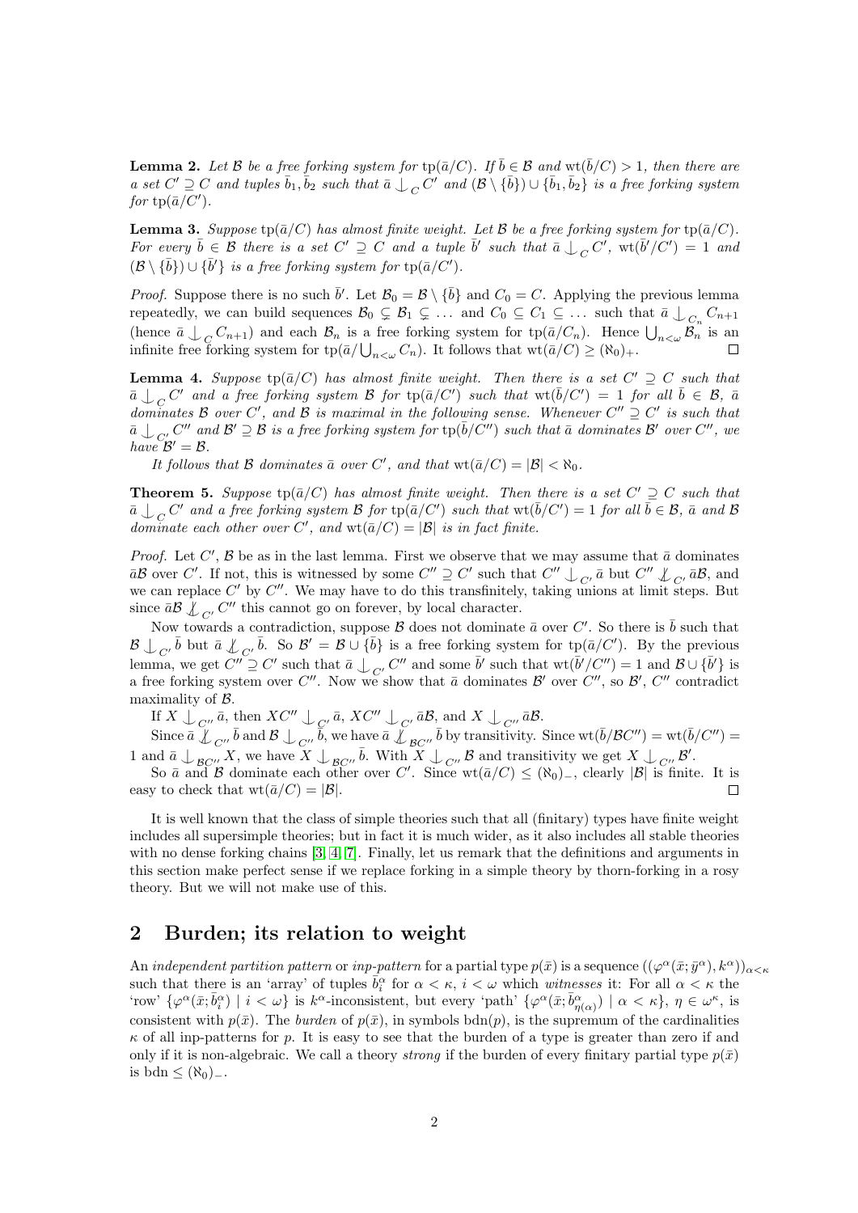**Lemma 2.** *Let $\mathcal{B}$ be a free forking system for $\operatorname{tp}(\bar{a}/C)$. If $\bar{b} \in \mathcal{B}$ and $\operatorname{wt}(\bar{b}/C) > 1$, then there are a set $C' \supseteq C$ and tuples $\bar{b}_1, \bar{b}_2$ such that $\bar{a} \mathop{\smile\!\!\!\!\!\!|}_C C'$ and $(\mathcal{B} \setminus \{\bar{b}\}) \cup \{\bar{b}_1, \bar{b}_2\}$ is a free forking system for $\operatorname{tp}(\bar{a}/C')$.*

**Lemma 3.** *Suppose $\operatorname{tp}(\bar{a}/C)$ has almost finite weight. Let $\mathcal{B}$ be a free forking system for $\operatorname{tp}(\bar{a}/C)$. For every $\bar{b} \in \mathcal{B}$ there is a set $C' \supseteq C$ and a tuple $\bar{b}'$ such that $\bar{a} \mathop{\smile\!\!\!\!\!\!|}_C C'$, $\operatorname{wt}(\bar{b}'/C') = 1$ and $(\mathcal{B} \setminus \{\bar{b}\}) \cup \{\bar{b}'\}$ is a free forking system for $\operatorname{tp}(\bar{a}/C')$.*

*Proof.* Suppose there is no such $\bar{b}'$. Let $\mathcal{B}_0 = \mathcal{B} \setminus \{\bar{b}\}$ and $C_0 = C$. Applying the previous lemma repeatedly, we can build sequences $\mathcal{B}_0 \subsetneq \mathcal{B}_1 \subsetneq \ldots$ and $C_0 \subseteq C_1 \subseteq \ldots$ such that $\bar{a} \mathop{\smile\!\!\!\!\!\!|}_{C_n} C_{n+1}$ (hence $\bar{a} \mathop{\smile\!\!\!\!\!\!|}_C C_{n+1}$) and each $\mathcal{B}_n$ is a free forking system for $\operatorname{tp}(\bar{a}/C_n)$. Hence $\bigcup_{n<\omega} \mathcal{B}_n$ is an infinite free forking system for $\operatorname{tp}(\bar{a}/\bigcup_{n<\omega} C_n)$. It follows that $\operatorname{wt}(\bar{a}/C) \geq (\aleph_0)_+$. $\square$

**Lemma 4.** *Suppose $\operatorname{tp}(\bar{a}/C)$ has almost finite weight. Then there is a set $C' \supseteq C$ such that $\bar{a} \mathop{\smile\!\!\!\!\!\!|}_C C'$ and a free forking system $\mathcal{B}$ for $\operatorname{tp}(\bar{a}/C')$ such that $\operatorname{wt}(\bar{b}/C') = 1$ for all $\bar{b} \in \mathcal{B}$, $\bar{a}$ dominates $\mathcal{B}$ over $C'$, and $\mathcal{B}$ is maximal in the following sense. Whenever $C'' \supseteq C'$ is such that $\bar{a} \mathop{\smile\!\!\!\!\!\!|}_{C'} C''$ and $\mathcal{B}' \supseteq \mathcal{B}$ is a free forking system for $\operatorname{tp}(\bar{b}/C'')$ such that $\bar{a}$ dominates $\mathcal{B}'$ over $C''$, we have $\mathcal{B}' = \mathcal{B}$.*

*It follows that $\mathcal{B}$ dominates $\bar{a}$ over $C'$, and that $\operatorname{wt}(\bar{a}/C) = |\mathcal{B}| < \aleph_0$.*

**Theorem 5.** *Suppose $\operatorname{tp}(\bar{a}/C)$ has almost finite weight. Then there is a set $C' \supseteq C$ such that $\bar{a} \mathop{\smile\!\!\!\!\!\!|}_C C'$ and a free forking system $\mathcal{B}$ for $\operatorname{tp}(\bar{a}/C')$ such that $\operatorname{wt}(\bar{b}/C') = 1$ for all $\bar{b} \in \mathcal{B}$, $\bar{a}$ and $\mathcal{B}$ dominate each other over $C'$, and $\operatorname{wt}(\bar{a}/C) = |\mathcal{B}|$ is in fact finite.*

*Proof.* Let $C'$, $\mathcal{B}$ be as in the last lemma. First we observe that we may assume that $\bar{a}$ dominates $\bar{a}\mathcal{B}$ over $C'$. If not, this is witnessed by some $C'' \supseteq C'$ such that $C'' \mathop{\smile\!\!\!\!\!\!|}_{C'} \bar{a}$ but $C'' \not\mathop{\smile\!\!\!\!\!\!|}_{C'} \bar{a}\mathcal{B}$, and we can replace $C'$ by $C''$. We may have to do this transfinitely, taking unions at limit steps. But since $\bar{a}\mathcal{B} \not\mathop{\smile\!\!\!\!\!\!|}_{C'} C''$ this cannot go on forever, by local character.

Now towards a contradiction, suppose $\mathcal{B}$ does not dominate $\bar{a}$ over $C'$. So there is $\bar{b}$ such that $\mathcal{B} \mathop{\smile\!\!\!\!\!\!|}_{C'} \bar{b}$ but $\bar{a} \not\mathop{\smile\!\!\!\!\!\!|}_{C'} \bar{b}$. So $\mathcal{B}' = \mathcal{B} \cup \{\bar{b}\}$ is a free forking system for $\operatorname{tp}(\bar{a}/C')$. By the previous lemma, we get $C'' \supseteq C'$ such that $\bar{a} \mathop{\smile\!\!\!\!\!\!|}_{C'} C''$ and some $\bar{b}'$ such that $\operatorname{wt}(\bar{b}'/C'') = 1$ and $\mathcal{B} \cup \{\bar{b}'\}$ is a free forking system over $C''$. Now we show that $\bar{a}$ dominates $\mathcal{B}'$ over $C''$, so $\mathcal{B}'$, $C''$ contradict maximality of $\mathcal{B}$.

If $X \mathop{\smile\!\!\!\!\!\!|}_{C''} \bar{a}$, then $XC'' \mathop{\smile\!\!\!\!\!\!|}_{C'} \bar{a}$, $XC'' \mathop{\smile\!\!\!\!\!\!|}_{C'} \bar{a}\mathcal{B}$, and $X \mathop{\smile\!\!\!\!\!\!|}_{C''} \bar{a}\mathcal{B}$.

Since $\bar{a} \not\mathop{\smile\!\!\!\!\!\!|}_{C''} \bar{b}$ and $\mathcal{B} \mathop{\smile\!\!\!\!\!\!|}_{C''} \bar{b}$, we have $\bar{a} \not\mathop{\smile\!\!\!\!\!\!|}_{\mathcal{B}C''} \bar{b}$ by transitivity. Since $\operatorname{wt}(\bar{b}/\mathcal{B}C'') = \operatorname{wt}(\bar{b}/C'') = 1$ and $\bar{a} \mathop{\smile\!\!\!\!\!\!|}_{\mathcal{B}C''} X$, we have $X \mathop{\smile\!\!\!\!\!\!|}_{\mathcal{B}C''} \bar{b}$. With $X \mathop{\smile\!\!\!\!\!\!|}_{C''} \mathcal{B}$ and transitivity we get $X \mathop{\smile\!\!\!\!\!\!|}_{C''} \mathcal{B}'$.

So $\bar{a}$ and $\mathcal{B}$ dominate each other over $C'$. Since $\operatorname{wt}(\bar{a}/C) \leq (\aleph_0)_-$, clearly $|\mathcal{B}|$ is finite. It is easy to check that $\operatorname{wt}(\bar{a}/C) = |\mathcal{B}|$. $\square$

It is well known that the class of simple theories such that all (finitary) types have finite weight includes all supersimple theories; but in fact it is much wider, as it also includes all stable theories with no dense forking chains [3, 4, 7]. Finally, let us remark that the definitions and arguments in this section make perfect sense if we replace forking in a simple theory by thorn-forking in a rosy theory. But we will not make use of this.

## 2 Burden; its relation to weight

An *independent partition pattern* or *inp-pattern* for a partial type $p(\bar{x})$ is a sequence $((\varphi^\alpha(\bar{x};\bar{y}^\alpha), k^\alpha))_{\alpha<\kappa}$ such that there is an 'array' of tuples $\bar{b}_i^\alpha$ for $\alpha < \kappa$, $i < \omega$ which *witnesses* it: For all $\alpha < \kappa$ the 'row' $\{\varphi^\alpha(\bar{x};\bar{b}_i^\alpha) \mid i < \omega\}$ is $k^\alpha$-inconsistent, but every 'path' $\{\varphi^\alpha(\bar{x};\bar{b}_{\eta(\alpha)}^\alpha) \mid \alpha < \kappa\}$, $\eta \in \omega^\kappa$, is consistent with $p(\bar{x})$. The *burden* of $p(\bar{x})$, in symbols $\operatorname{bdn}(p)$, is the supremum of the cardinalities $\kappa$ of all inp-patterns for $p$. It is easy to see that the burden of a type is greater than zero if and only if it is non-algebraic. We call a theory *strong* if the burden of every finitary partial type $p(\bar{x})$ is $\operatorname{bdn} \leq (\aleph_0)_-$.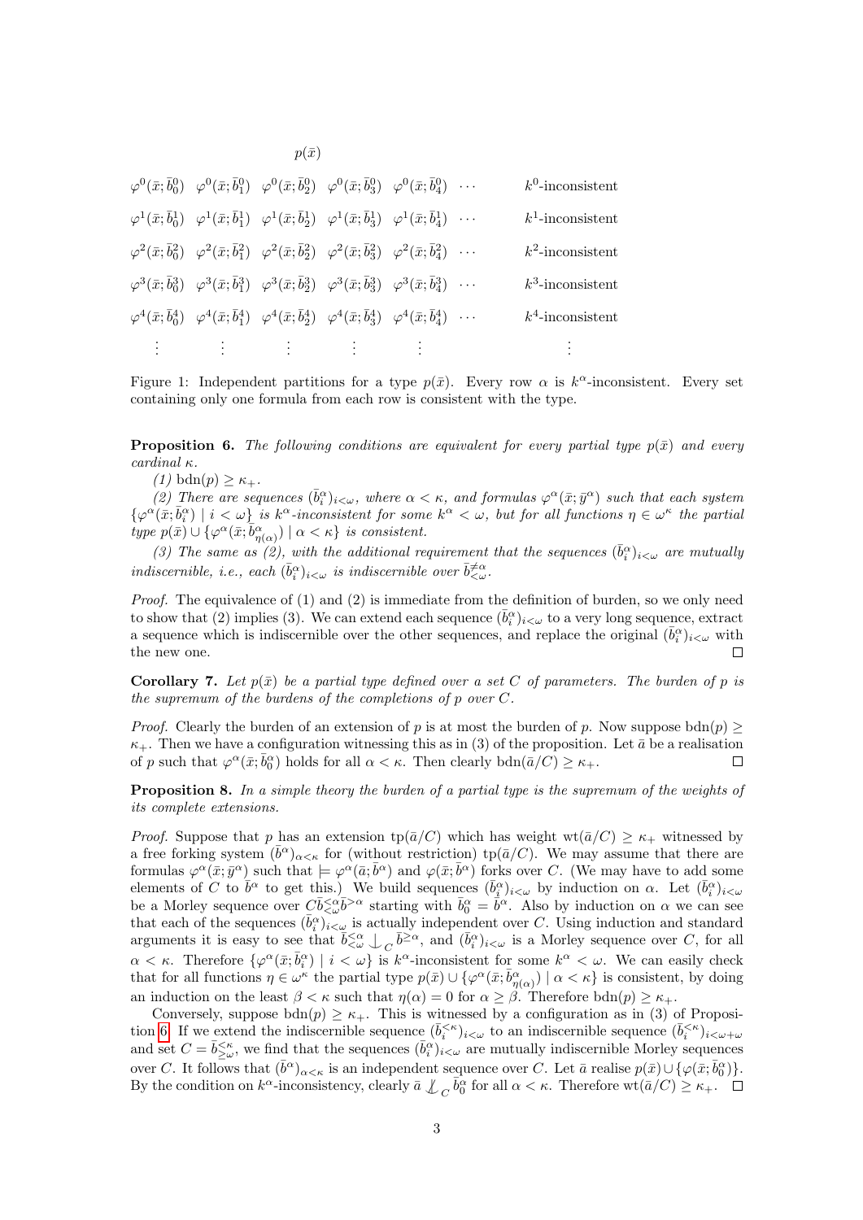$$
\begin{array}{lllllll}
 & & p(\bar{x}) & & & & \\
\varphi^0(\bar{x};\bar{b}^0_0) & \varphi^0(\bar{x};\bar{b}^0_1) & \varphi^0(\bar{x};\bar{b}^0_2) & \varphi^0(\bar{x};\bar{b}^0_3) & \varphi^0(\bar{x};\bar{b}^0_4) & \cdots & k^0\text{-inconsistent} \\
\varphi^1(\bar{x};\bar{b}^1_0) & \varphi^1(\bar{x};\bar{b}^1_1) & \varphi^1(\bar{x};\bar{b}^1_2) & \varphi^1(\bar{x};\bar{b}^1_3) & \varphi^1(\bar{x};\bar{b}^1_4) & \cdots & k^1\text{-inconsistent} \\
\varphi^2(\bar{x};\bar{b}^2_0) & \varphi^2(\bar{x};\bar{b}^2_1) & \varphi^2(\bar{x};\bar{b}^2_2) & \varphi^2(\bar{x};\bar{b}^2_3) & \varphi^2(\bar{x};\bar{b}^2_4) & \cdots & k^2\text{-inconsistent} \\
\varphi^3(\bar{x};\bar{b}^3_0) & \varphi^3(\bar{x};\bar{b}^3_1) & \varphi^3(\bar{x};\bar{b}^3_2) & \varphi^3(\bar{x};\bar{b}^3_3) & \varphi^3(\bar{x};\bar{b}^3_4) & \cdots & k^3\text{-inconsistent} \\
\varphi^4(\bar{x};\bar{b}^4_0) & \varphi^4(\bar{x};\bar{b}^4_1) & \varphi^4(\bar{x};\bar{b}^4_2) & \varphi^4(\bar{x};\bar{b}^4_3) & \varphi^4(\bar{x};\bar{b}^4_4) & \cdots & k^4\text{-inconsistent} \\
\vdots & \vdots & \vdots & \vdots & \vdots & & \vdots
\end{array}
$$

Figure 1: Independent partitions for a type $p(\bar{x})$. Every row $\alpha$ is $k^\alpha$-inconsistent. Every set containing only one formula from each row is consistent with the type.

**Proposition 6.** *The following conditions are equivalent for every partial type $p(\bar{x})$ and every cardinal $\kappa$.*

*(1)* $\mathrm{bdn}(p) \geq \kappa_+$.

*(2) There are sequences $(\bar{b}^\alpha_i)_{i<\omega}$, where $\alpha < \kappa$, and formulas $\varphi^\alpha(\bar{x};\bar{y}^\alpha)$ such that each system $\{\varphi^\alpha(\bar{x};\bar{b}^\alpha_i) \mid i < \omega\}$ is $k^\alpha$-inconsistent for some $k^\alpha < \omega$, but for all functions $\eta \in \omega^\kappa$ the partial type $p(\bar{x}) \cup \{\varphi^\alpha(\bar{x};\bar{b}^\alpha_{\eta(\alpha)}) \mid \alpha < \kappa\}$ is consistent.*

*(3) The same as (2), with the additional requirement that the sequences $(\bar{b}^\alpha_i)_{i<\omega}$ are mutually indiscernible, i.e., each $(\bar{b}^\alpha_i)_{i<\omega}$ is indiscernible over $\bar{b}^{\neq\alpha}_{<\omega}$.*

*Proof.* The equivalence of (1) and (2) is immediate from the definition of burden, so we only need to show that (2) implies (3). We can extend each sequence $(\bar{b}^\alpha_i)_{i<\omega}$ to a very long sequence, extract a sequence which is indiscernible over the other sequences, and replace the original $(\bar{b}^\alpha_i)_{i<\omega}$ with the new one. □

**Corollary 7.** *Let $p(\bar{x})$ be a partial type defined over a set $C$ of parameters. The burden of $p$ is the supremum of the burdens of the completions of $p$ over $C$.*

*Proof.* Clearly the burden of an extension of $p$ is at most the burden of $p$. Now suppose $\mathrm{bdn}(p) \geq \kappa_+$. Then we have a configuration witnessing this as in (3) of the proposition. Let $\bar{a}$ be a realisation of $p$ such that $\varphi^\alpha(\bar{x};\bar{b}^\alpha_0)$ holds for all $\alpha < \kappa$. Then clearly $\mathrm{bdn}(\bar{a}/C) \geq \kappa_+$. □

**Proposition 8.** *In a simple theory the burden of a partial type is the supremum of the weights of its complete extensions.*

*Proof.* Suppose that $p$ has an extension $\mathrm{tp}(\bar{a}/C)$ which has weight $\mathrm{wt}(\bar{a}/C) \geq \kappa_+$ witnessed by a free forking system $(\bar{b}^\alpha)_{\alpha<\kappa}$ for (without restriction) $\mathrm{tp}(\bar{a}/C)$. We may assume that there are formulas $\varphi^\alpha(\bar{x};\bar{y}^\alpha)$ such that $\models \varphi^\alpha(\bar{a};\bar{b}^\alpha)$ and $\varphi(\bar{x};\bar{b}^\alpha)$ forks over $C$. (We may have to add some elements of $C$ to $\bar{b}^\alpha$ to get this.) We build sequences $(\bar{b}^\alpha_i)_{i<\omega}$ by induction on $\alpha$. Let $(\bar{b}^\alpha_i)_{i<\omega}$ be a Morley sequence over $C\bar{b}^{<\alpha}_{<\omega}\bar{b}^{>\alpha}$ starting with $\bar{b}^\alpha_0 = \bar{b}^\alpha$. Also by induction on $\alpha$ we can see that each of the sequences $(\bar{b}^\alpha_i)_{i<\omega}$ is actually independent over $C$. Using induction and standard arguments it is easy to see that $\bar{b}^{\leq\alpha}_{<\omega} \mathop{\smile\!\!\!\!\!\!|}_C \bar{b}^{\geq\alpha}$, and $(\bar{b}^\alpha_i)_{i<\omega}$ is a Morley sequence over $C$, for all $\alpha < \kappa$. Therefore $\{\varphi^\alpha(\bar{x};\bar{b}^\alpha_i) \mid i < \omega\}$ is $k^\alpha$-inconsistent for some $k^\alpha < \omega$. We can easily check that for all functions $\eta \in \omega^\kappa$ the partial type $p(\bar{x}) \cup \{\varphi^\alpha(\bar{x};\bar{b}^\alpha_{\eta(\alpha)}) \mid \alpha < \kappa\}$ is consistent, by doing an induction on the least $\beta < \kappa$ such that $\eta(\alpha) = 0$ for $\alpha \geq \beta$. Therefore $\mathrm{bdn}(p) \geq \kappa_+$.

Conversely, suppose $\mathrm{bdn}(p) \geq \kappa_+$. This is witnessed by a configuration as in (3) of Proposition 6. If we extend the indiscernible sequence $(\bar{b}^{<\kappa}_i)_{i<\omega}$ to an indiscernible sequence $(\bar{b}^{<\kappa}_i)_{i<\omega+\omega}$ and set $C = \bar{b}^{<\kappa}_{\geq\omega}$, we find that the sequences $(\bar{b}^\alpha_i)_{i<\omega}$ are mutually indiscernible Morley sequences over $C$. It follows that $(\bar{b}^\alpha)_{\alpha<\kappa}$ is an independent sequence over $C$. Let $\bar{a}$ realise $p(\bar{x}) \cup \{\varphi(\bar{x};\bar{b}^\alpha_0)\}$. By the condition on $k^\alpha$-inconsistency, clearly $\bar{a} \not\mathop{\smile\!\!\!\!\!\!|}_C \bar{b}^\alpha_0$ for all $\alpha < \kappa$. Therefore $\mathrm{wt}(\bar{a}/C) \geq \kappa_+$. □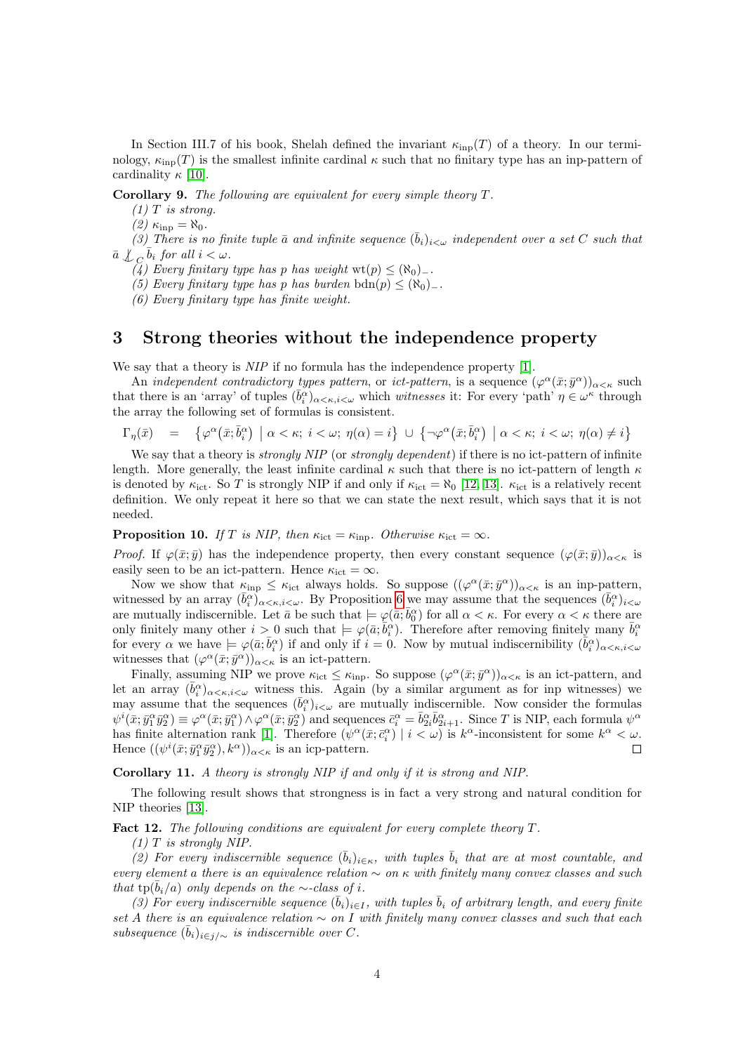In Section III.7 of his book, Shelah defined the invariant $\kappa_{\mathrm{inp}}(T)$ of a theory. In our terminology, $\kappa_{\mathrm{inp}}(T)$ is the smallest infinite cardinal $\kappa$ such that no finitary type has an inp-pattern of cardinality $\kappa$ [10].

**Corollary 9.** *The following are equivalent for every simple theory $T$.*

*(1) $T$ is strong.*

*(2) $\kappa_{\mathrm{inp}} = \aleph_0$.*

*(3) There is no finite tuple $\bar{a}$ and infinite sequence $(\bar{b}_i)_{i<\omega}$ independent over a set $C$ such that $\bar{a} \not\downarrow_C \bar{b}_i$ for all $i < \omega$.*

*(4) Every finitary type has $p$ has weight $\mathrm{wt}(p) \leq (\aleph_0)_-$.*

*(5) Every finitary type has $p$ has burden $\mathrm{bdn}(p) \leq (\aleph_0)_-$.*

*(6) Every finitary type has finite weight.*

# 3 Strong theories without the independence property

We say that a theory is *NIP* if no formula has the independence property [1].

An *independent contradictory types pattern*, or *ict-pattern*, is a sequence $(\varphi^\alpha(\bar{x};\bar{y}^\alpha))_{\alpha<\kappa}$ such that there is an 'array' of tuples $(\bar{b}_i^\alpha)_{\alpha<\kappa,i<\omega}$ which *witnesses* it: For every 'path' $\eta \in \omega^\kappa$ through the array the following set of formulas is consistent.

$$\Gamma_\eta(\bar{x}) \quad = \quad \left\{\varphi^\alpha(\bar{x};\bar{b}_i^\alpha) \;\middle|\; \alpha<\kappa;\; i<\omega;\; \eta(\alpha)=i\right\} \;\cup\; \left\{\neg\varphi^\alpha(\bar{x};\bar{b}_i^\alpha) \;\middle|\; \alpha<\kappa;\; i<\omega;\; \eta(\alpha)\neq i\right\}$$

We say that a theory is *strongly NIP* (or *strongly dependent*) if there is no ict-pattern of infinite length. More generally, the least infinite cardinal $\kappa$ such that there is no ict-pattern of length $\kappa$ is denoted by $\kappa_{\mathrm{ict}}$. So $T$ is strongly NIP if and only if $\kappa_{\mathrm{ict}} = \aleph_0$ [12, 13]. $\kappa_{\mathrm{ict}}$ is a relatively recent definition. We only repeat it here so that we can state the next result, which says that it is not needed.

**Proposition 10.** *If $T$ is NIP, then $\kappa_{\mathrm{ict}} = \kappa_{\mathrm{inp}}$. Otherwise $\kappa_{\mathrm{ict}} = \infty$.*

*Proof.* If $\varphi(\bar{x};\bar{y})$ has the independence property, then every constant sequence $(\varphi(\bar{x};\bar{y}))_{\alpha<\kappa}$ is easily seen to be an ict-pattern. Hence $\kappa_{\mathrm{ict}} = \infty$.

Now we show that $\kappa_{\mathrm{inp}} \leq \kappa_{\mathrm{ict}}$ always holds. So suppose $((\varphi^\alpha(\bar{x};\bar{y}^\alpha))_{\alpha<\kappa}$ is an inp-pattern, witnessed by an array $(\bar{b}_i^\alpha)_{\alpha<\kappa,i<\omega}$. By Proposition 6 we may assume that the sequences $(\bar{b}_i^\alpha)_{i<\omega}$ are mutually indiscernible. Let $\bar{a}$ be such that $\models \varphi(\bar{a};\bar{b}_0^\alpha)$ for all $\alpha<\kappa$. For every $\alpha<\kappa$ there are only finitely many other $i>0$ such that $\models \varphi(\bar{a};\bar{b}_i^\alpha)$. Therefore after removing finitely many $\bar{b}_i^\alpha$ for every $\alpha$ we have $\models \varphi(\bar{a};\bar{b}_i^\alpha)$ if and only if $i=0$. Now by mutual indiscernibility $(\bar{b}_i^\alpha)_{\alpha<\kappa,i<\omega}$ witnesses that $(\varphi^\alpha(\bar{x};\bar{y}^\alpha))_{\alpha<\kappa}$ is an ict-pattern.

Finally, assuming NIP we prove $\kappa_{\mathrm{ict}} \leq \kappa_{\mathrm{inp}}$. So suppose $(\varphi^\alpha(\bar{x};\bar{y}^\alpha))_{\alpha<\kappa}$ is an ict-pattern, and let an array $(\bar{b}_i^\alpha)_{\alpha<\kappa,i<\omega}$ witness this. Again (by a similar argument as for inp witnesses) we may assume that the sequences $(\bar{b}_i^\alpha)_{i<\omega}$ are mutually indiscernible. Now consider the formulas $\psi^i(\bar{x};\bar{y}_1^\alpha\bar{y}_2^\alpha) \equiv \varphi^\alpha(\bar{x};\bar{y}_1^\alpha) \wedge \varphi^\alpha(\bar{x};\bar{y}_2^\alpha)$ and sequences $\bar{c}_i^\alpha = \bar{b}_{2i}^\alpha\bar{b}_{2i+1}^\alpha$. Since $T$ is NIP, each formula $\psi^\alpha$ has finite alternation rank [1]. Therefore $(\psi^\alpha(\bar{x};\bar{c}_i^\alpha) \mid i<\omega)$ is $k^\alpha$-inconsistent for some $k^\alpha<\omega$. Hence $((\psi^i(\bar{x};\bar{y}_1^\alpha\bar{y}_2^\alpha), k^\alpha))_{\alpha<\kappa}$ is an icp-pattern. $\square$

**Corollary 11.** *A theory is strongly NIP if and only if it is strong and NIP.*

The following result shows that strongness is in fact a very strong and natural condition for NIP theories [13].

**Fact 12.** *The following conditions are equivalent for every complete theory $T$.*

*(1) $T$ is strongly NIP.*

*(2) For every indiscernible sequence $(\bar{b}_i)_{i\in\kappa}$, with tuples $\bar{b}_i$ that are at most countable, and every element $a$ there is an equivalence relation $\sim$ on $\kappa$ with finitely many convex classes and such that $\mathrm{tp}(\bar{b}_i/a)$ only depends on the $\sim$-class of $i$.*

*(3) For every indiscernible sequence $(\bar{b}_i)_{i\in I}$, with tuples $\bar{b}_i$ of arbitrary length, and every finite set $A$ there is an equivalence relation $\sim$ on $I$ with finitely many convex classes and such that each subsequence $(\bar{b}_i)_{i\in j/\sim}$ is indiscernible over $C$.*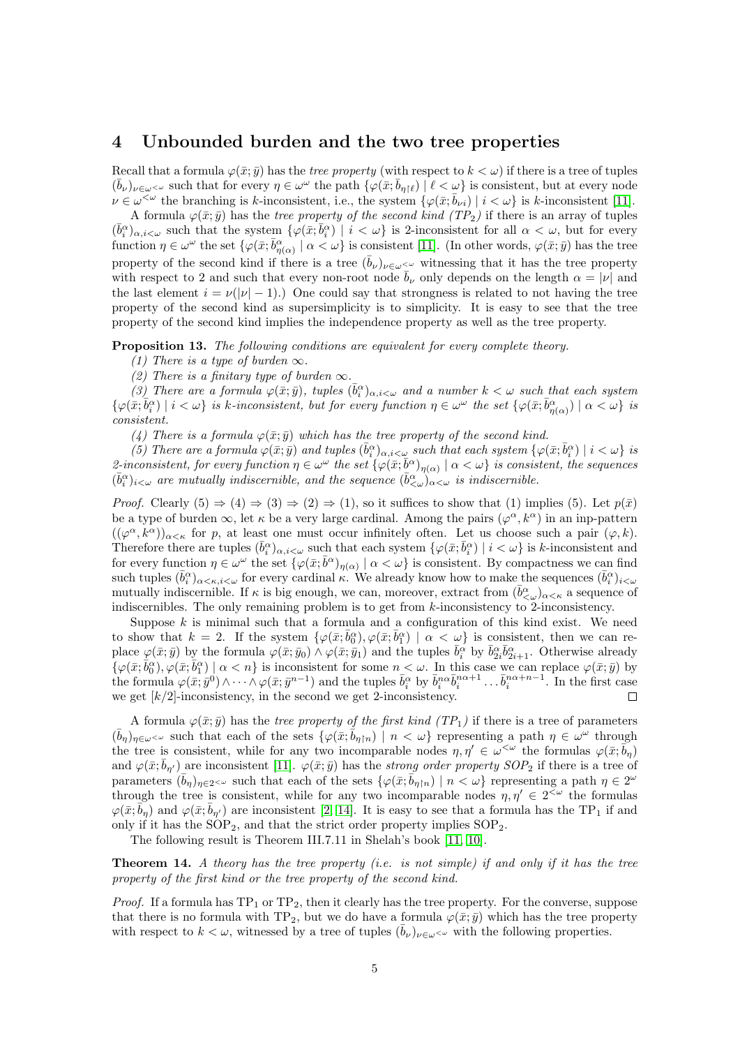## 4 Unbounded burden and the two tree properties

Recall that a formula $\varphi(\bar{x};\bar{y})$ has the *tree property* (with respect to $k<\omega$) if there is a tree of tuples $(\bar{b}_\nu)_{\nu\in\omega^{<\omega}}$ such that for every $\eta\in\omega^\omega$ the path $\{\varphi(\bar{x};\bar{b}_{\eta\restriction\ell}) \mid \ell<\omega\}$ is consistent, but at every node $\nu\in\omega^{<\omega}$ the branching is $k$-inconsistent, i.e., the system $\{\varphi(\bar{x};\bar{b}_{\nu i}) \mid i<\omega\}$ is $k$-inconsistent [11].

A formula $\varphi(\bar{x};\bar{y})$ has the *tree property of the second kind (TP$_2$)* if there is an array of tuples $(\bar{b}^\alpha_i)_{\alpha,i<\omega}$ such that the system $\{\varphi(\bar{x};\bar{b}^\alpha_i) \mid i<\omega\}$ is 2-inconsistent for all $\alpha<\omega$, but for every function $\eta\in\omega^\omega$ the set $\{\varphi(\bar{x};\bar{b}^\alpha_{\eta(\alpha)}) \mid \alpha<\omega\}$ is consistent [11]. (In other words, $\varphi(\bar{x};\bar{y})$ has the tree property of the second kind if there is a tree $(\bar{b}_\nu)_{\nu\in\omega^{<\omega}}$ witnessing that it has the tree property with respect to 2 and such that every non-root node $\bar{b}_\nu$ only depends on the length $\alpha=|\nu|$ and the last element $i=\nu(|\nu|-1)$.) One could say that strongness is related to not having the tree property of the second kind as supersimplicity is to simplicity. It is easy to see that the tree property of the second kind implies the independence property as well as the tree property.

**Proposition 13.** *The following conditions are equivalent for every complete theory.*

*(1) There is a type of burden $\infty$.*

*(2) There is a finitary type of burden $\infty$.*

*(3) There are a formula $\varphi(\bar{x};\bar{y})$, tuples $(\bar{b}^\alpha_i)_{\alpha,i<\omega}$ and a number $k<\omega$ such that each system $\{\varphi(\bar{x};\bar{b}^\alpha_i) \mid i<\omega\}$ is $k$-inconsistent, but for every function $\eta\in\omega^\omega$ the set $\{\varphi(\bar{x};\bar{b}^\alpha_{\eta(\alpha)}) \mid \alpha<\omega\}$ is consistent.*

*(4) There is a formula $\varphi(\bar{x};\bar{y})$ which has the tree property of the second kind.*

*(5) There are a formula $\varphi(\bar{x};\bar{y})$ and tuples $(\bar{b}^\alpha_i)_{\alpha,i<\omega}$ such that each system $\{\varphi(\bar{x};\bar{b}^\alpha_i) \mid i<\omega\}$ is 2-inconsistent, for every function $\eta\in\omega^\omega$ the set $\{\varphi(\bar{x};\bar{b}^\alpha)_{\eta(\alpha)} \mid \alpha<\omega\}$ is consistent, the sequences $(\bar{b}^\alpha_i)_{i<\omega}$ are mutually indiscernible, and the sequence $(\bar{b}^\alpha_{<\omega})_{\alpha<\omega}$ is indiscernible.*

*Proof.* Clearly (5) $\Rightarrow$ (4) $\Rightarrow$ (3) $\Rightarrow$ (2) $\Rightarrow$ (1), so it suffices to show that (1) implies (5). Let $p(\bar{x})$ be a type of burden $\infty$, let $\kappa$ be a very large cardinal. Among the pairs $(\varphi^\alpha,k^\alpha)$ in an inp-pattern $((\varphi^\alpha,k^\alpha))_{\alpha<\kappa}$ for $p$, at least one must occur infinitely often. Let us choose such a pair $(\varphi,k)$. Therefore there are tuples $(\bar{b}^\alpha_i)_{\alpha,i<\omega}$ such that each system $\{\varphi(\bar{x};\bar{b}^\alpha_i) \mid i<\omega\}$ is $k$-inconsistent and for every function $\eta\in\omega^\omega$ the set $\{\varphi(\bar{x};\bar{b}^\alpha)_{\eta(\alpha)} \mid \alpha<\omega\}$ is consistent. By compactness we can find such tuples $(\bar{b}^\alpha_i)_{\alpha<\kappa,i<\omega}$ for every cardinal $\kappa$. We already know how to make the sequences $(\bar{b}^\alpha_i)_{i<\omega}$ mutually indiscernible. If $\kappa$ is big enough, we can, moreover, extract from $(\bar{b}^\alpha_{<\omega})_{\alpha<\kappa}$ a sequence of indiscernibles. The only remaining problem is to get from $k$-inconsistency to 2-inconsistency.

Suppose $k$ is minimal such that a formula and a configuration of this kind exist. We need to show that $k=2$. If the system $\{\varphi(\bar{x};\bar{b}^\alpha_0),\varphi(\bar{x};\bar{b}^\alpha_1) \mid \alpha<\omega\}$ is consistent, then we can replace $\varphi(\bar{x};\bar{y})$ by the formula $\varphi(\bar{x};\bar{y}_0)\wedge\varphi(\bar{x};\bar{y}_1)$ and the tuples $\bar{b}^\alpha_i$ by $\bar{b}^\alpha_{2i}\bar{b}^\alpha_{2i+1}$. Otherwise already $\{\varphi(\bar{x};\bar{b}^\alpha_0),\varphi(\bar{x};\bar{b}^\alpha_1) \mid \alpha<n\}$ is inconsistent for some $n<\omega$. In this case we can replace $\varphi(\bar{x};\bar{y})$ by the formula $\varphi(\bar{x};\bar{y}^0)\wedge\cdots\wedge\varphi(\bar{x};\bar{y}^{n-1})$ and the tuples $\bar{b}^\alpha_i$ by $\bar{b}^{n\alpha}_i\bar{b}^{n\alpha+1}_i\ldots\bar{b}^{n\alpha+n-1}_i$. In the first case we get $[k/2]$-inconsistency, in the second we get 2-inconsistency. $\square$

A formula $\varphi(\bar{x};\bar{y})$ has the *tree property of the first kind (TP$_1$)* if there is a tree of parameters $(\bar{b}_\eta)_{\eta\in\omega^{<\omega}}$ such that each of the sets $\{\varphi(\bar{x};\bar{b}_{\eta\restriction n}) \mid n<\omega\}$ representing a path $\eta\in\omega^\omega$ through the tree is consistent, while for any two incomparable nodes $\eta,\eta'\in\omega^{<\omega}$ the formulas $\varphi(\bar{x};\bar{b}_\eta)$ and $\varphi(\bar{x};\bar{b}_{\eta'})$ are inconsistent [11]. $\varphi(\bar{x};\bar{y})$ has the *strong order property SOP$_2$* if there is a tree of parameters $(\bar{b}_\eta)_{\eta\in 2^{<\omega}}$ such that each of the sets $\{\varphi(\bar{x};\bar{b}_{\eta\restriction n}) \mid n<\omega\}$ representing a path $\eta\in 2^\omega$ through the tree is consistent, while for any two incomparable nodes $\eta,\eta'\in 2^{<\omega}$ the formulas $\varphi(\bar{x};\bar{b}_\eta)$ and $\varphi(\bar{x};\bar{b}_{\eta'})$ are inconsistent [2, 14]. It is easy to see that a formula has the TP$_1$ if and only if it has the SOP$_2$, and that the strict order property implies SOP$_2$.

The following result is Theorem III.7.11 in Shelah's book [11, 10].

**Theorem 14.** *A theory has the tree property (i.e. is not simple) if and only if it has the tree property of the first kind or the tree property of the second kind.*

*Proof.* If a formula has TP$_1$ or TP$_2$, then it clearly has the tree property. For the converse, suppose that there is no formula with TP$_2$, but we do have a formula $\varphi(\bar{x};\bar{y})$ which has the tree property with respect to $k<\omega$, witnessed by a tree of tuples $(\bar{b}_\nu)_{\nu\in\omega^{<\omega}}$ with the following properties.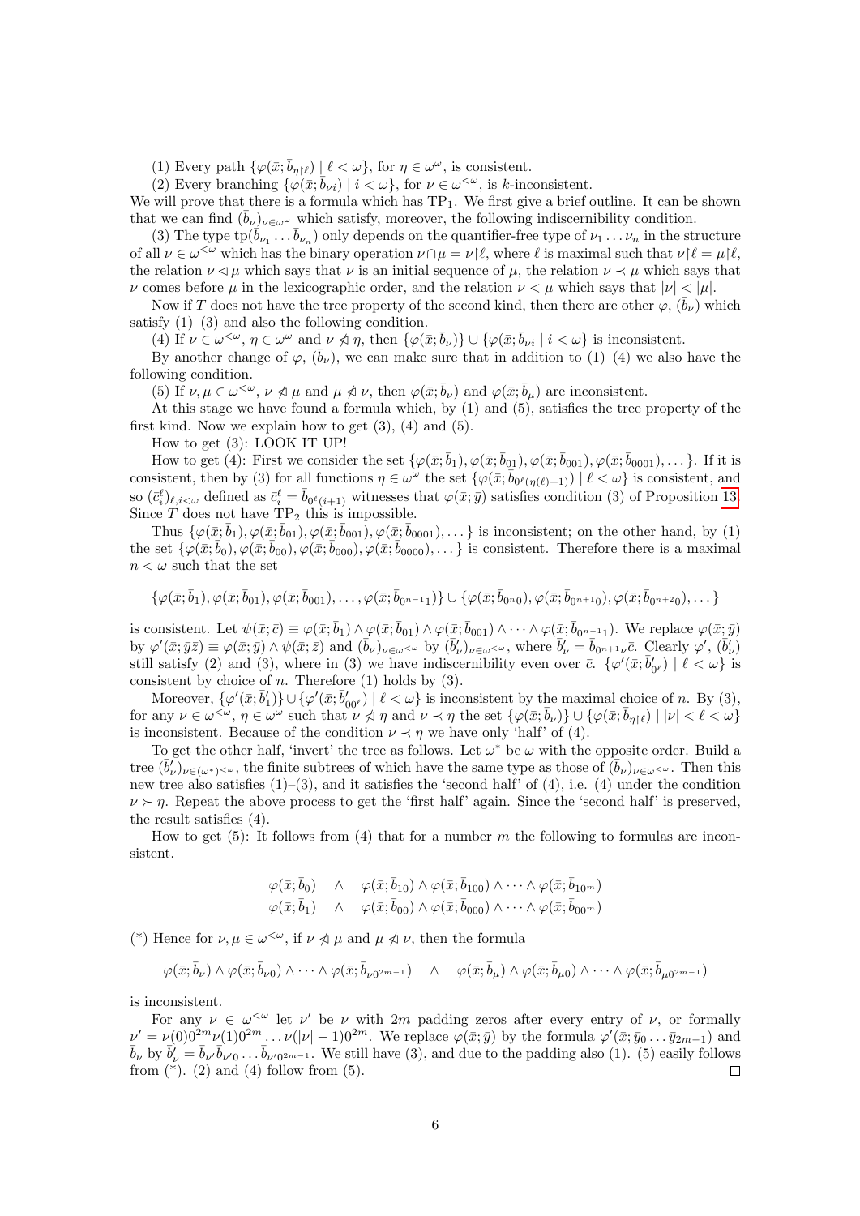(1) Every path $\{\varphi(\bar{x};\bar{b}_{\eta\upharpoonright\ell}) \mid \ell<\omega\}$, for $\eta\in\omega^\omega$, is consistent.

(2) Every branching $\{\varphi(\bar{x};\bar{b}_{\nu i}) \mid i<\omega\}$, for $\nu\in\omega^{<\omega}$, is $k$-inconsistent.

We will prove that there is a formula which has $\mathrm{TP}_1$. We first give a brief outline. It can be shown that we can find $(\bar{b}_\nu)_{\nu\in\omega^\omega}$ which satisfy, moreover, the following indiscernibility condition.

(3) The type $\mathrm{tp}(\bar{b}_{\nu_1}\dots\bar{b}_{\nu_n})$ only depends on the quantifier-free type of $\nu_1\dots\nu_n$ in the structure of all $\nu\in\omega^{<\omega}$ which has the binary operation $\nu\cap\mu=\nu\upharpoonright\ell$, where $\ell$ is maximal such that $\nu\upharpoonright\ell=\mu\upharpoonright\ell$, the relation $\nu\lhd\mu$ which says that $\nu$ is an initial sequence of $\mu$, the relation $\nu\prec\mu$ which says that $\nu$ comes before $\mu$ in the lexicographic order, and the relation $\nu<\mu$ which says that $|\nu|<|\mu|$.

Now if $T$ does not have the tree property of the second kind, then there are other $\varphi$, $(\bar{b}_\nu)$ which satisfy (1)–(3) and also the following condition.

(4) If $\nu\in\omega^{<\omega}$, $\eta\in\omega^\omega$ and $\nu\ntrianglelefteq\eta$, then $\{\varphi(\bar{x};\bar{b}_\nu)\}\cup\{\varphi(\bar{x};\bar{b}_{\nu i}\mid i<\omega\}$ is inconsistent.

By another change of $\varphi$, $(\bar{b}_\nu)$, we can make sure that in addition to (1)–(4) we also have the following condition.

(5) If $\nu,\mu\in\omega^{<\omega}$, $\nu\ntrianglelefteq\mu$ and $\mu\ntrianglelefteq\nu$, then $\varphi(\bar{x};\bar{b}_\nu)$ and $\varphi(\bar{x};\bar{b}_\mu)$ are inconsistent.

At this stage we have found a formula which, by (1) and (5), satisfies the tree property of the first kind. Now we explain how to get (3), (4) and (5).

How to get (3): LOOK IT UP!

How to get (4): First we consider the set $\{\varphi(\bar{x};\bar{b}_1),\varphi(\bar{x};\bar{b}_{01}),\varphi(\bar{x};\bar{b}_{001}),\varphi(\bar{x};\bar{b}_{0001}),\dots\}$. If it is consistent, then by (3) for all functions $\eta\in\omega^\omega$ the set $\{\varphi(\bar{x};\bar{b}_{0^\ell(\eta(\ell)+1)}) \mid \ell<\omega\}$ is consistent, and so $(\bar{c}^\ell_i)_{\ell,i<\omega}$ defined as $\bar{c}^\ell_i=\bar{b}_{0^\ell(i+1)}$ witnesses that $\varphi(\bar{x};\bar{y})$ satisfies condition (3) of Proposition 13. Since $T$ does not have $\mathrm{TP}_2$ this is impossible.

Thus $\{\varphi(\bar{x};\bar{b}_1),\varphi(\bar{x};\bar{b}_{01}),\varphi(\bar{x};\bar{b}_{001}),\varphi(\bar{x};\bar{b}_{0001}),\dots\}$ is inconsistent; on the other hand, by (1) the set $\{\varphi(\bar{x};\bar{b}_0),\varphi(\bar{x};\bar{b}_{00}),\varphi(\bar{x};\bar{b}_{000}),\varphi(\bar{x};\bar{b}_{0000}),\dots\}$ is consistent. Therefore there is a maximal $n<\omega$ such that the set

$$\{\varphi(\bar{x};\bar{b}_1),\varphi(\bar{x};\bar{b}_{01}),\varphi(\bar{x};\bar{b}_{001}),\dots,\varphi(\bar{x};\bar{b}_{0^{n-1}1})\}\cup\{\varphi(\bar{x};\bar{b}_{0^n0}),\varphi(\bar{x};\bar{b}_{0^{n+1}0}),\varphi(\bar{x};\bar{b}_{0^{n+2}0}),\dots\}$$

is consistent. Let $\psi(\bar{x};\bar{c})\equiv\varphi(\bar{x};\bar{b}_1)\wedge\varphi(\bar{x};\bar{b}_{01})\wedge\varphi(\bar{x};\bar{b}_{001})\wedge\dots\wedge\varphi(\bar{x};\bar{b}_{0^{n-1}1})$. We replace $\varphi(\bar{x};\bar{y})$ by $\varphi'(\bar{x};\bar{y}\bar{z})\equiv\varphi(\bar{x};\bar{y})\wedge\psi(\bar{x};\bar{z})$ and $(\bar{b}_\nu)_{\nu\in\omega^{<\omega}}$ by $(\bar{b}'_\nu)_{\nu\in\omega^{<\omega}}$, where $\bar{b}'_\nu=\bar{b}_{0^{n+1}\nu}\bar{c}$. Clearly $\varphi'$, $(\bar{b}'_\nu)$ still satisfy (2) and (3), where in (3) we have indiscernibility even over $\bar{c}$. $\{\varphi'(\bar{x};\bar{b}'_{0^\ell}) \mid \ell<\omega\}$ is consistent by choice of $n$. Therefore (1) holds by (3).

Moreover, $\{\varphi'(\bar{x};\bar{b}'_1)\}\cup\{\varphi'(\bar{x};\bar{b}'_{00^\ell}) \mid \ell<\omega\}$ is inconsistent by the maximal choice of $n$. By (3), for any $\nu\in\omega^{<\omega}$, $\eta\in\omega^\omega$ such that $\nu\ntrianglelefteq\eta$ and $\nu\prec\eta$ the set $\{\varphi(\bar{x};\bar{b}_\nu)\}\cup\{\varphi(\bar{x};\bar{b}_{\eta\upharpoonright\ell}) \mid |\nu|<\ell<\omega\}$ is inconsistent. Because of the condition $\nu\prec\eta$ we have only 'half' of (4).

To get the other half, 'invert' the tree as follows. Let $\omega^*$ be $\omega$ with the opposite order. Build a tree $(\bar{b}'_\nu)_{\nu\in(\omega^*)^{<\omega}}$, the finite subtrees of which have the same type as those of $(\bar{b}_\nu)_{\nu\in\omega^{<\omega}}$. Then this new tree also satisfies (1)–(3), and it satisfies the 'second half' of (4), i.e. (4) under the condition $\nu\succ\eta$. Repeat the above process to get the 'first half' again. Since the 'second half' is preserved, the result satisfies (4).

How to get (5): It follows from (4) that for a number $m$ the following to formulas are inconsistent.

$$\begin{array}{lcl}\varphi(\bar{x};\bar{b}_0) & \wedge & \varphi(\bar{x};\bar{b}_{10})\wedge\varphi(\bar{x};\bar{b}_{100})\wedge\dots\wedge\varphi(\bar{x};\bar{b}_{10^m})\\ \varphi(\bar{x};\bar{b}_1) & \wedge & \varphi(\bar{x};\bar{b}_{00})\wedge\varphi(\bar{x};\bar{b}_{000})\wedge\dots\wedge\varphi(\bar{x};\bar{b}_{00^m})\end{array}$$

(*) Hence for $\nu,\mu\in\omega^{<\omega}$, if $\nu\ntrianglelefteq\mu$ and $\mu\ntrianglelefteq\nu$, then the formula

$$\varphi(\bar{x};\bar{b}_\nu)\wedge\varphi(\bar{x};\bar{b}_{\nu0})\wedge\dots\wedge\varphi(\bar{x};\bar{b}_{\nu0^{2m-1}})\quad\wedge\quad\varphi(\bar{x};\bar{b}_\mu)\wedge\varphi(\bar{x};\bar{b}_{\mu0})\wedge\dots\wedge\varphi(\bar{x};\bar{b}_{\mu0^{2m-1}})$$

is inconsistent.

For any $\nu\in\omega^{<\omega}$ let $\nu'$ be $\nu$ with $2m$ padding zeros after every entry of $\nu$, or formally $\nu'=\nu(0)0^{2m}\nu(1)0^{2m}\dots\nu(|\nu|-1)0^{2m}$. We replace $\varphi(\bar{x};\bar{y})$ by the formula $\varphi'(\bar{x};\bar{y}_0\dots\bar{y}_{2m-1})$ and $\bar{b}_\nu$ by $\bar{b}'_\nu=\bar{b}_{\nu'}\bar{b}_{\nu'0}\dots\bar{b}_{\nu'0^{2m-1}}$. We still have (3), and due to the padding also (1). (5) easily follows from (*). (2) and (4) follow from (5). □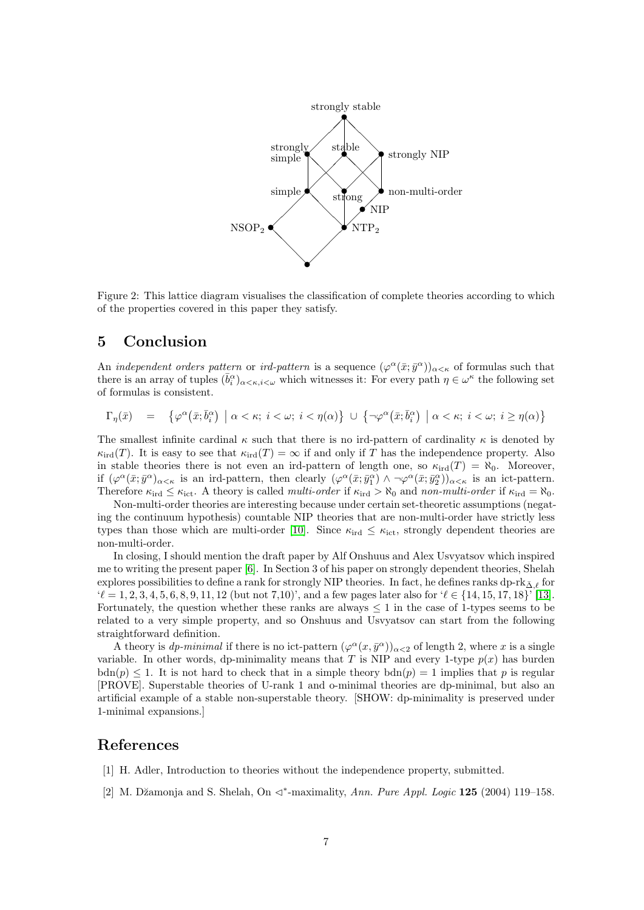Figure 2: This lattice diagram visualises the classification of complete theories according to which of the properties covered in this paper they satisfy.

## 5 Conclusion

An *independent orders pattern* or *ird-pattern* is a sequence $(\varphi^\alpha(\bar{x};\bar{y}^\alpha))_{\alpha<\kappa}$ of formulas such that there is an array of tuples $(\bar{b}_i^\alpha)_{\alpha<\kappa,i<\omega}$ which witnesses it: For every path $\eta\in\omega^\kappa$ the following set of formulas is consistent.

$$\Gamma_\eta(\bar{x}) \quad = \quad \big\{\varphi^\alpha\big(\bar{x};\bar{b}_i^\alpha\big) \;\big|\; \alpha<\kappa;\; i<\omega;\; i<\eta(\alpha)\big\} \;\cup\; \big\{\neg\varphi^\alpha\big(\bar{x};\bar{b}_i^\alpha\big) \;\big|\; \alpha<\kappa;\; i<\omega;\; i\geq\eta(\alpha)\big\}$$

The smallest infinite cardinal $\kappa$ such that there is no ird-pattern of cardinality $\kappa$ is denoted by $\kappa_{\mathrm{ird}}(T)$. It is easy to see that $\kappa_{\mathrm{ird}}(T)=\infty$ if and only if $T$ has the independence property. Also in stable theories there is not even an ird-pattern of length one, so $\kappa_{\mathrm{ird}}(T)=\aleph_0$. Moreover, if $(\varphi^\alpha(\bar{x};\bar{y}^\alpha)_{\alpha<\kappa}$ is an ird-pattern, then clearly $(\varphi^\alpha(\bar{x};\bar{y}_1^\alpha)\wedge\neg\varphi^\alpha(\bar{x};\bar{y}_2^\alpha))_{\alpha<\kappa}$ is an ict-pattern. Therefore $\kappa_{\mathrm{ird}}\leq\kappa_{\mathrm{ict}}$. A theory is called *multi-order* if $\kappa_{\mathrm{ird}}>\aleph_0$ and *non-multi-order* if $\kappa_{\mathrm{ird}}=\aleph_0$.

Non-multi-order theories are interesting because under certain set-theoretic assumptions (negating the continuum hypothesis) countable NIP theories that are non-multi-order have strictly less types than those which are multi-order [10]. Since $\kappa_{\mathrm{ird}}\leq\kappa_{\mathrm{ict}}$, strongly dependent theories are non-multi-order.

In closing, I should mention the draft paper by Alf Onshuus and Alex Usvyatsov which inspired me to writing the present paper [6]. In Section 3 of his paper on strongly dependent theories, Shelah explores possibilities to define a rank for strongly NIP theories. In fact, he defines ranks $\mathrm{dp\text{-}rk}_{\Delta,\ell}$ for '$\ell=1,2,3,4,5,6,8,9,11,12$ (but not 7,10)', and a few pages later also for '$\ell\in\{14,15,17,18\}$' [13]. Fortunately, the question whether these ranks are always $\leq 1$ in the case of 1-types seems to be related to a very simple property, and so Onshuus and Usvyatsov can start from the following straightforward definition.

A theory is *dp-minimal* if there is no ict-pattern $(\varphi^\alpha(x,\bar{y}^\alpha))_{\alpha<2}$ of length 2, where $x$ is a single variable. In other words, dp-minimality means that $T$ is NIP and every 1-type $p(x)$ has burden $\mathrm{bdn}(p)\leq 1$. It is not hard to check that in a simple theory $\mathrm{bdn}(p)=1$ implies that $p$ is regular [PROVE]. Superstable theories of U-rank 1 and o-minimal theories are dp-minimal, but also an artificial example of a stable non-superstable theory. [SHOW: dp-minimality is preserved under 1-minimal expansions.]

## References

[1] H. Adler, Introduction to theories without the independence property, submitted.

[2] M. Džamonja and S. Shelah, On $\triangleleft^*$-maximality, *Ann. Pure Appl. Logic* **125** (2004) 119–158.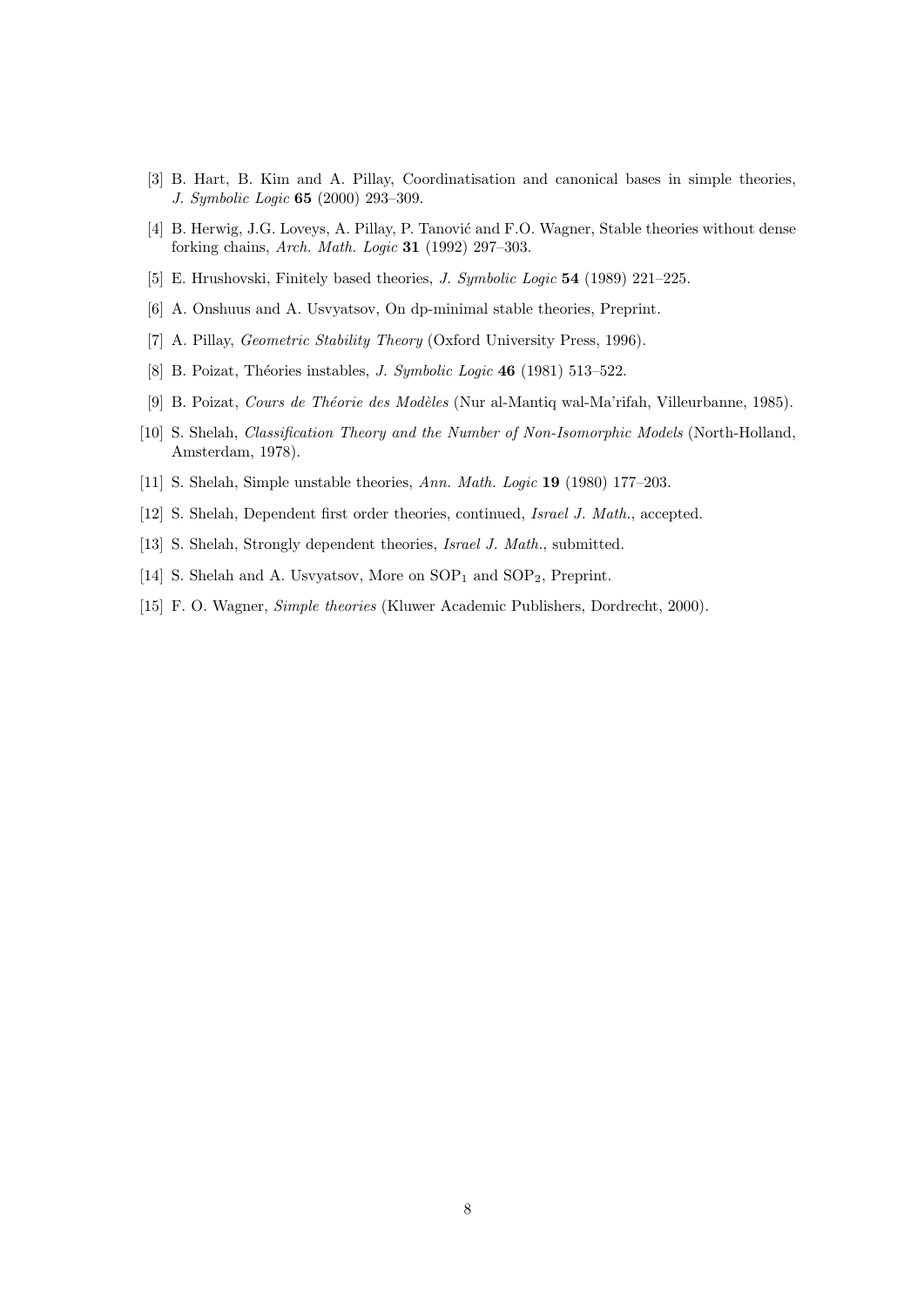[3] B. Hart, B. Kim and A. Pillay, Coordinatisation and canonical bases in simple theories, *J. Symbolic Logic* **65** (2000) 293–309.

[4] B. Herwig, J.G. Loveys, A. Pillay, P. Tanović and F.O. Wagner, Stable theories without dense forking chains, *Arch. Math. Logic* **31** (1992) 297–303.

[5] E. Hrushovski, Finitely based theories, *J. Symbolic Logic* **54** (1989) 221–225.

[6] A. Onshuus and A. Usvyatsov, On dp-minimal stable theories, Preprint.

[7] A. Pillay, *Geometric Stability Theory* (Oxford University Press, 1996).

[8] B. Poizat, Théories instables, *J. Symbolic Logic* **46** (1981) 513–522.

[9] B. Poizat, *Cours de Théorie des Modèles* (Nur al-Mantiq wal-Ma'rifah, Villeurbanne, 1985).

[10] S. Shelah, *Classification Theory and the Number of Non-Isomorphic Models* (North-Holland, Amsterdam, 1978).

[11] S. Shelah, Simple unstable theories, *Ann. Math. Logic* **19** (1980) 177–203.

[12] S. Shelah, Dependent first order theories, continued, *Israel J. Math.*, accepted.

[13] S. Shelah, Strongly dependent theories, *Israel J. Math.*, submitted.

[14] S. Shelah and A. Usvyatsov, More on $\mathrm{SOP}_1$ and $\mathrm{SOP}_2$, Preprint.

[15] F. O. Wagner, *Simple theories* (Kluwer Academic Publishers, Dordrecht, 2000).